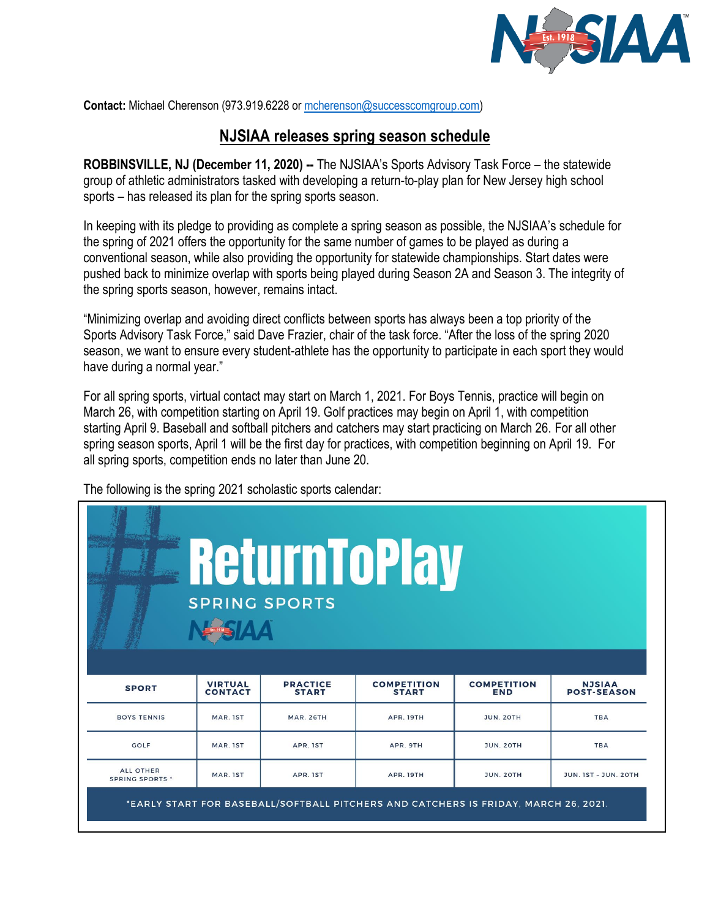**Contact:** Michael Cherenson (973.919.6228 or mcherenson@successcomgroup.com)

# NJSIAA releases spring season schedule

**ROBBINSVILLE, NJ (December 11, 2020) --** The NJSIAA's Sports Advisory Task Force – the statewide group of athletic administrators tasked with developing a return-to-play plan for New Jersey high school sports – has released its plan for the spring sports season.

In keeping with its pledge to providing as complete a spring season as possible, the NJSIAA's schedule for the spring of 2021 offers the opportunity for the same number of games to be played as during a conventional season, while also providing the opportunity for statewide championships. Start dates were pushed back to minimize overlap with sports being played during Season 2A and Season 3. The integrity of the spring sports season, however, remains intact.

"Minimizing overlap and avoiding direct conflicts between sports has always been a top priority of the Sports Advisory Task Force," said Dave Frazier, chair of the task force. "After the loss of the spring 2020 season, we want to ensure every student-athlete has the opportunity to participate in each sport they would have during a normal year."

For all spring sports, virtual contact may start on March 1, 2021. For Boys Tennis, practice will begin on March 26, with competition starting on April 19. Golf practices may begin on April 1, with competition starting April 9. Baseball and softball pitchers and catchers may start practicing on March 26. For all other spring season sports, April 1 will be the first day for practices, with competition beginning on April 19. For all spring sports, competition ends no later than June 20.

The following is the spring 2021 scholastic sports calendar:

**#ReturnToPlay**

**SPRING SPORTS**

NJSIAA

| SPORT | VIRTUAL CONTACT | PRACTICE START | COMPETITION START | COMPETITION END | NJSIAA POST-SEASON |
|---|---|---|---|---|---|
| BOYS TENNIS | MAR. 1ST | MAR. 26TH | APR. 19TH | JUN. 20TH | TBA |
| GOLF | MAR. 1ST | APR. 1ST | APR. 9TH | JUN. 20TH | TBA |
| ALL OTHER SPRING SPORTS * | MAR. 1ST | APR. 1ST | APR. 19TH | JUN. 20TH | JUN. 1ST - JUN. 20TH |

*EARLY START FOR BASEBALL/SOFTBALL PITCHERS AND CATCHERS IS FRIDAY, MARCH 26, 2021.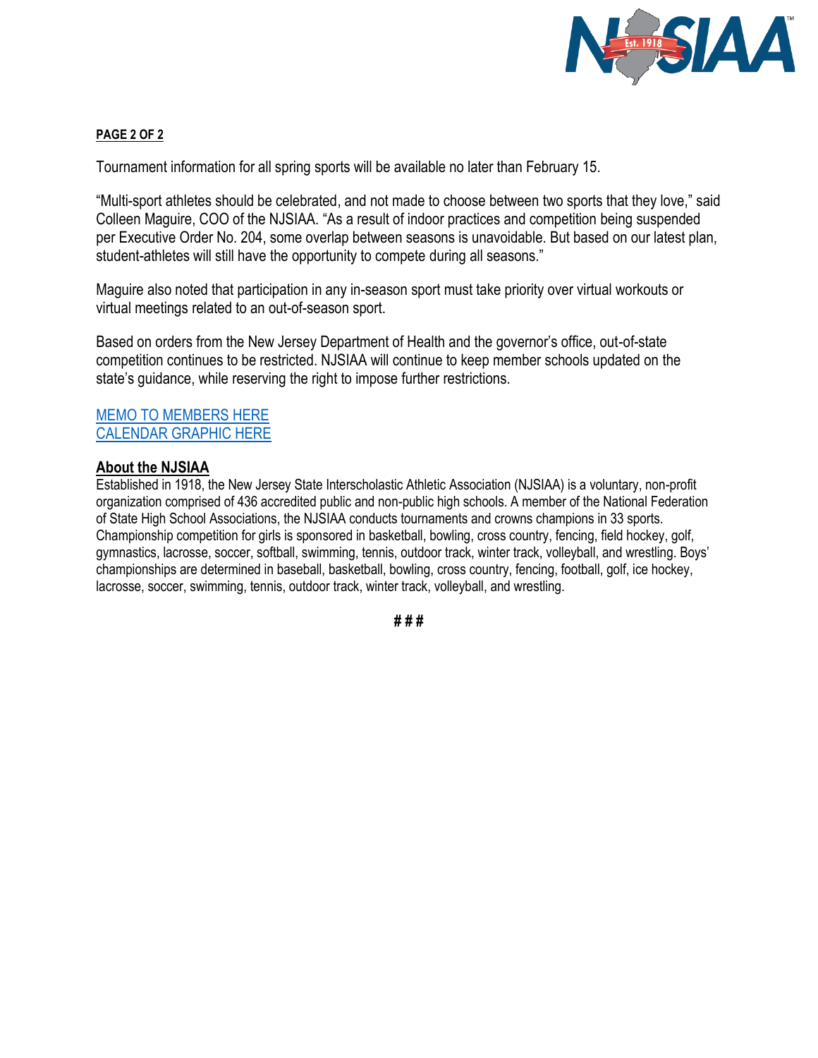Tournament information for all spring sports will be available no later than February 15.

"Multi-sport athletes should be celebrated, and not made to choose between two sports that they love," said Colleen Maguire, COO of the NJSIAA. "As a result of indoor practices and competition being suspended per Executive Order No. 204, some overlap between seasons is unavoidable. But based on our latest plan, student-athletes will still have the opportunity to compete during all seasons."

Maguire also noted that participation in any in-season sport must take priority over virtual workouts or virtual meetings related to an out-of-season sport.

Based on orders from the New Jersey Department of Health and the governor's office, out-of-state competition continues to be restricted. NJSIAA will continue to keep member schools updated on the state's guidance, while reserving the right to impose further restrictions.

MEMO TO MEMBERS HERE
CALENDAR GRAPHIC HERE

## About the NJSIAA

Established in 1918, the New Jersey State Interscholastic Athletic Association (NJSIAA) is a voluntary, non-profit organization comprised of 436 accredited public and non-public high schools. A member of the National Federation of State High School Associations, the NJSIAA conducts tournaments and crowns champions in 33 sports. Championship competition for girls is sponsored in basketball, bowling, cross country, fencing, field hockey, golf, gymnastics, lacrosse, soccer, softball, swimming, tennis, outdoor track, winter track, volleyball, and wrestling. Boys' championships are determined in baseball, basketball, bowling, cross country, fencing, football, golf, ice hockey, lacrosse, soccer, swimming, tennis, outdoor track, winter track, volleyball, and wrestling.

# # #